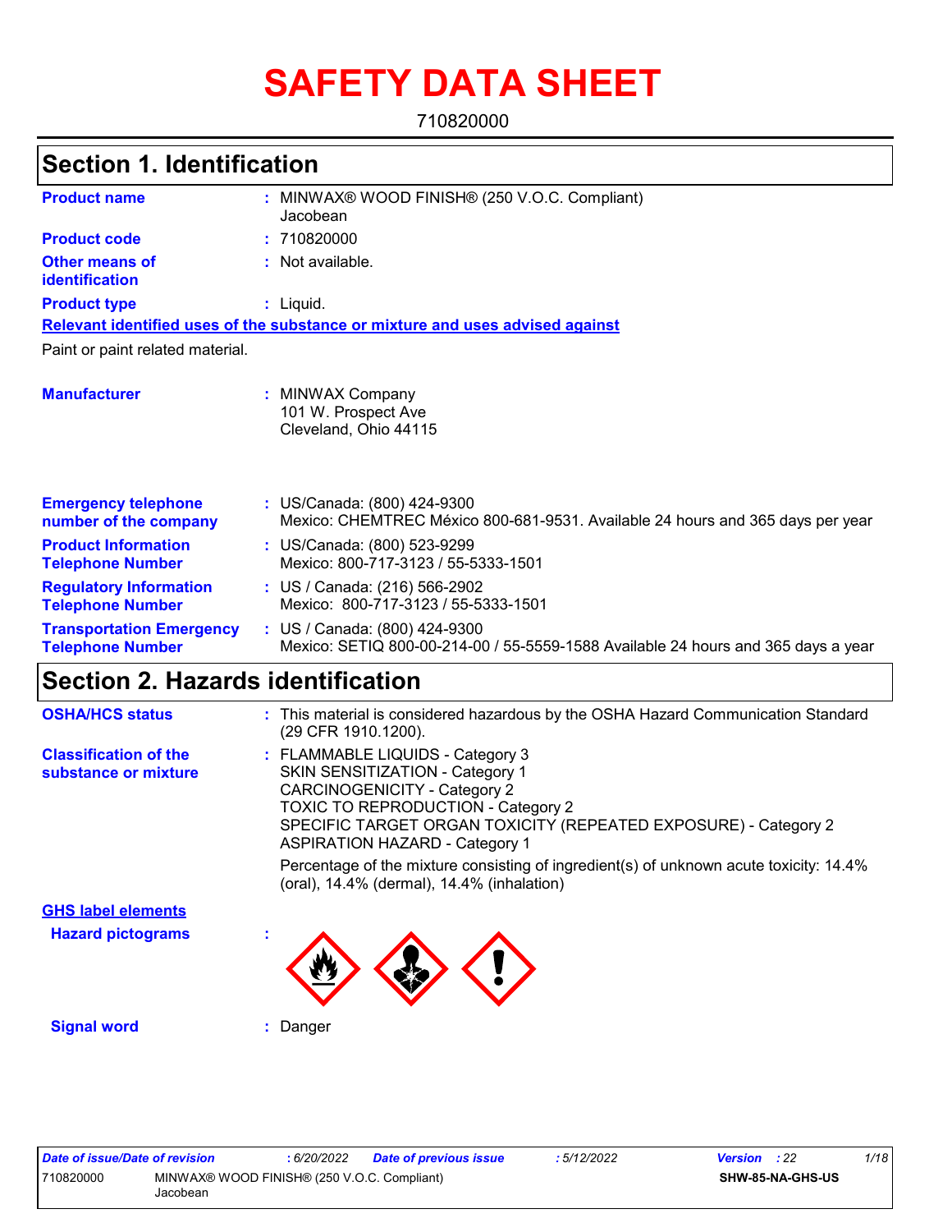# SAFETY DATA SHEET

710820000

## Section 1. Identification

| | | |
|---|---|---|
| **Product name** | : | MINWAX® WOOD FINISH® (250 V.O.C. Compliant) Jacobean |
| **Product code** | : | 710820000 |
| **Other means of identification** | : | Not available. |
| **Product type** | : | Liquid. |

**Relevant identified uses of the substance or mixture and uses advised against**

Paint or paint related material.

| | | |
|---|---|---|
| **Manufacturer** | : | MINWAX Company<br>101 W. Prospect Ave<br>Cleveland, Ohio 44115 |
| **Emergency telephone number of the company** | : | US/Canada: (800) 424-9300<br>Mexico: CHEMTREC México 800-681-9531. Available 24 hours and 365 days per year |
| **Product Information Telephone Number** | : | US/Canada: (800) 523-9299<br>Mexico: 800-717-3123 / 55-5333-1501 |
| **Regulatory Information Telephone Number** | : | US / Canada: (216) 566-2902<br>Mexico: 800-717-3123 / 55-5333-1501 |
| **Transportation Emergency Telephone Number** | : | US / Canada: (800) 424-9300<br>Mexico: SETIQ 800-00-214-00 / 55-5559-1588 Available 24 hours and 365 days a year |

## Section 2. Hazards identification

| | | |
|---|---|---|
| **OSHA/HCS status** | : | This material is considered hazardous by the OSHA Hazard Communication Standard (29 CFR 1910.1200). |
| **Classification of the substance or mixture** | : | FLAMMABLE LIQUIDS - Category 3<br>SKIN SENSITIZATION - Category 1<br>CARCINOGENICITY - Category 2<br>TOXIC TO REPRODUCTION - Category 2<br>SPECIFIC TARGET ORGAN TOXICITY (REPEATED EXPOSURE) - Category 2<br>ASPIRATION HAZARD - Category 1<br><br>Percentage of the mixture consisting of ingredient(s) of unknown acute toxicity: 14.4% (oral), 14.4% (dermal), 14.4% (inhalation) |

**GHS label elements**

**Hazard pictograms** :

**Signal word** : Danger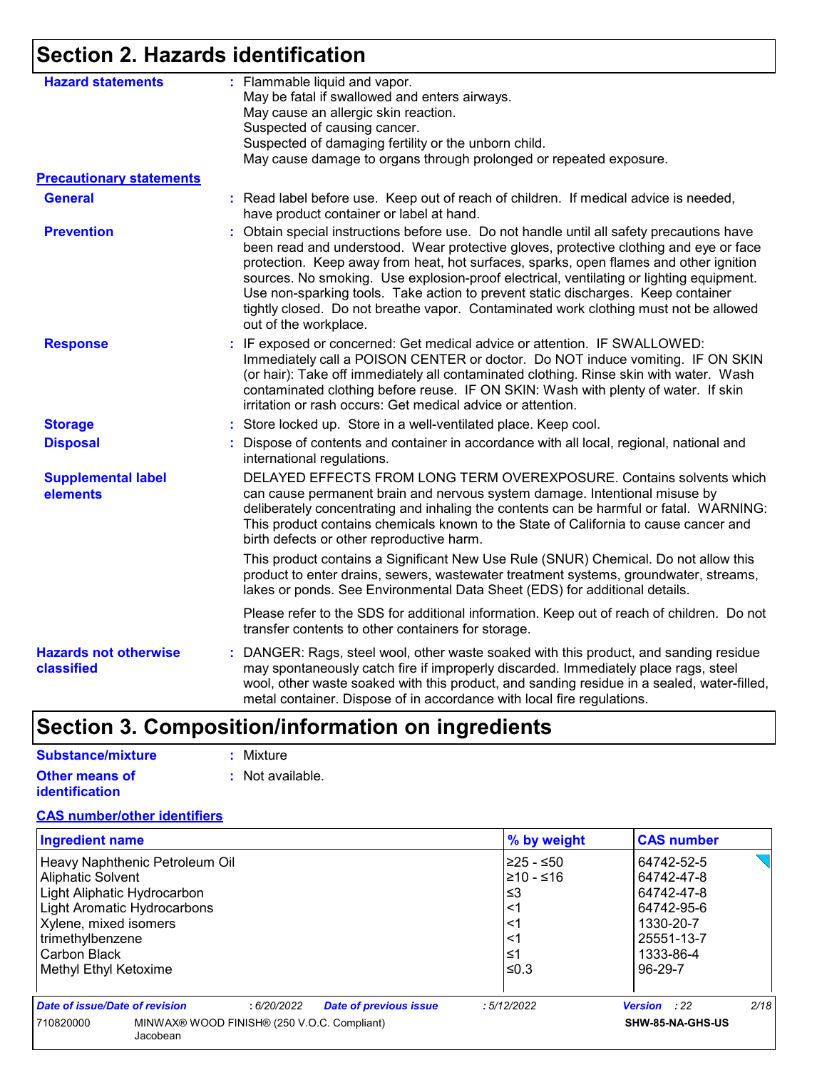# Section 2. Hazards identification

**Hazard statements** : Flammable liquid and vapor.
May be fatal if swallowed and enters airways.
May cause an allergic skin reaction.
Suspected of causing cancer.
Suspected of damaging fertility or the unborn child.
May cause damage to organs through prolonged or repeated exposure.

**Precautionary statements**

**General** : Read label before use. Keep out of reach of children. If medical advice is needed, have product container or label at hand.

**Prevention** : Obtain special instructions before use. Do not handle until all safety precautions have been read and understood. Wear protective gloves, protective clothing and eye or face protection. Keep away from heat, hot surfaces, sparks, open flames and other ignition sources. No smoking. Use explosion-proof electrical, ventilating or lighting equipment. Use non-sparking tools. Take action to prevent static discharges. Keep container tightly closed. Do not breathe vapor. Contaminated work clothing must not be allowed out of the workplace.

**Response** : IF exposed or concerned: Get medical advice or attention. IF SWALLOWED: Immediately call a POISON CENTER or doctor. Do NOT induce vomiting. IF ON SKIN (or hair): Take off immediately all contaminated clothing. Rinse skin with water. Wash contaminated clothing before reuse. IF ON SKIN: Wash with plenty of water. If skin irritation or rash occurs: Get medical advice or attention.

**Storage** : Store locked up. Store in a well-ventilated place. Keep cool.

**Disposal** : Dispose of contents and container in accordance with all local, regional, national and international regulations.

**Supplemental label elements**

DELAYED EFFECTS FROM LONG TERM OVEREXPOSURE. Contains solvents which can cause permanent brain and nervous system damage. Intentional misuse by deliberately concentrating and inhaling the contents can be harmful or fatal. WARNING: This product contains chemicals known to the State of California to cause cancer and birth defects or other reproductive harm.

This product contains a Significant New Use Rule (SNUR) Chemical. Do not allow this product to enter drains, sewers, wastewater treatment systems, groundwater, streams, lakes or ponds. See Environmental Data Sheet (EDS) for additional details.

Please refer to the SDS for additional information. Keep out of reach of children. Do not transfer contents to other containers for storage.

**Hazards not otherwise classified** : DANGER: Rags, steel wool, other waste soaked with this product, and sanding residue may spontaneously catch fire if improperly discarded. Immediately place rags, steel wool, other waste soaked with this product, and sanding residue in a sealed, water-filled, metal container. Dispose of in accordance with local fire regulations.

# Section 3. Composition/information on ingredients

**Substance/mixture** : Mixture

**Other means of identification** : Not available.

**CAS number/other identifiers**

| Ingredient name | % by weight | CAS number |
|---|---|---|
| Heavy Naphthenic Petroleum Oil | ≥25 - ≤50 | 64742-52-5 |
| Aliphatic Solvent | ≥10 - ≤16 | 64742-47-8 |
| Light Aliphatic Hydrocarbon | ≤3 | 64742-47-8 |
| Light Aromatic Hydrocarbons | <1 | 64742-95-6 |
| Xylene, mixed isomers | <1 | 1330-20-7 |
| trimethylbenzene | <1 | 25551-13-7 |
| Carbon Black | ≤1 | 1333-86-4 |
| Methyl Ethyl Ketoxime | ≤0.3 | 96-29-7 |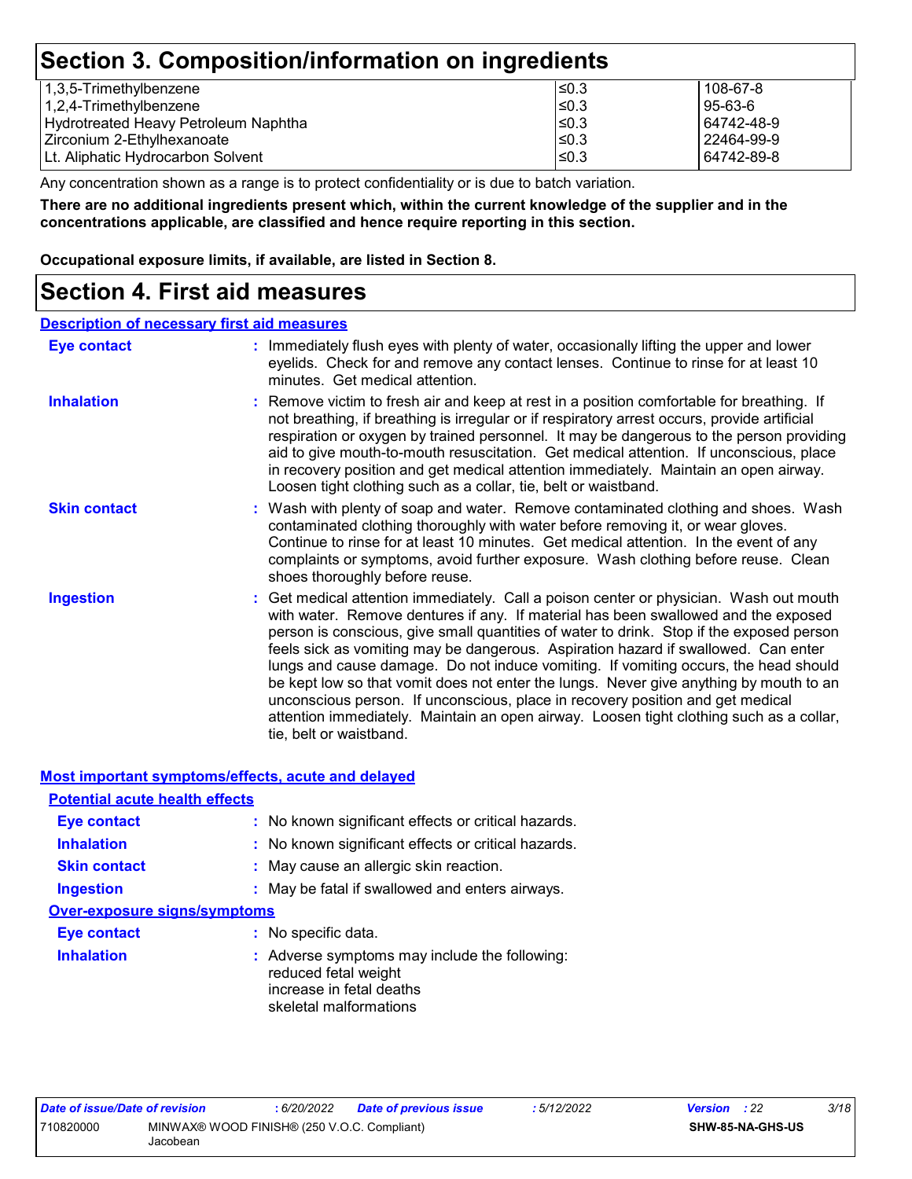## Section 3. Composition/information on ingredients

| | | |
|---|---|---|
| 1,3,5-Trimethylbenzene | ≤0.3 | 108-67-8 |
| 1,2,4-Trimethylbenzene | ≤0.3 | 95-63-6 |
| Hydrotreated Heavy Petroleum Naphtha | ≤0.3 | 64742-48-9 |
| Zirconium 2-Ethylhexanoate | ≤0.3 | 22464-99-9 |
| Lt. Aliphatic Hydrocarbon Solvent | ≤0.3 | 64742-89-8 |

Any concentration shown as a range is to protect confidentiality or is due to batch variation.

**There are no additional ingredients present which, within the current knowledge of the supplier and in the concentrations applicable, are classified and hence require reporting in this section.**

**Occupational exposure limits, if available, are listed in Section 8.**

## Section 4. First aid measures

### Description of necessary first aid measures

**Eye contact** : Immediately flush eyes with plenty of water, occasionally lifting the upper and lower eyelids. Check for and remove any contact lenses. Continue to rinse for at least 10 minutes. Get medical attention.

**Inhalation** : Remove victim to fresh air and keep at rest in a position comfortable for breathing. If not breathing, if breathing is irregular or if respiratory arrest occurs, provide artificial respiration or oxygen by trained personnel. It may be dangerous to the person providing aid to give mouth-to-mouth resuscitation. Get medical attention. If unconscious, place in recovery position and get medical attention immediately. Maintain an open airway. Loosen tight clothing such as a collar, tie, belt or waistband.

**Skin contact** : Wash with plenty of soap and water. Remove contaminated clothing and shoes. Wash contaminated clothing thoroughly with water before removing it, or wear gloves. Continue to rinse for at least 10 minutes. Get medical attention. In the event of any complaints or symptoms, avoid further exposure. Wash clothing before reuse. Clean shoes thoroughly before reuse.

**Ingestion** : Get medical attention immediately. Call a poison center or physician. Wash out mouth with water. Remove dentures if any. If material has been swallowed and the exposed person is conscious, give small quantities of water to drink. Stop if the exposed person feels sick as vomiting may be dangerous. Aspiration hazard if swallowed. Can enter lungs and cause damage. Do not induce vomiting. If vomiting occurs, the head should be kept low so that vomit does not enter the lungs. Never give anything by mouth to an unconscious person. If unconscious, place in recovery position and get medical attention immediately. Maintain an open airway. Loosen tight clothing such as a collar, tie, belt or waistband.

### Most important symptoms/effects, acute and delayed

#### Potential acute health effects

**Eye contact** : No known significant effects or critical hazards.

**Inhalation** : No known significant effects or critical hazards.

**Skin contact** : May cause an allergic skin reaction.

**Ingestion** : May be fatal if swallowed and enters airways.

#### Over-exposure signs/symptoms

**Eye contact** : No specific data.

**Inhalation** : Adverse symptoms may include the following:
reduced fetal weight
increase in fetal deaths
skeletal malformations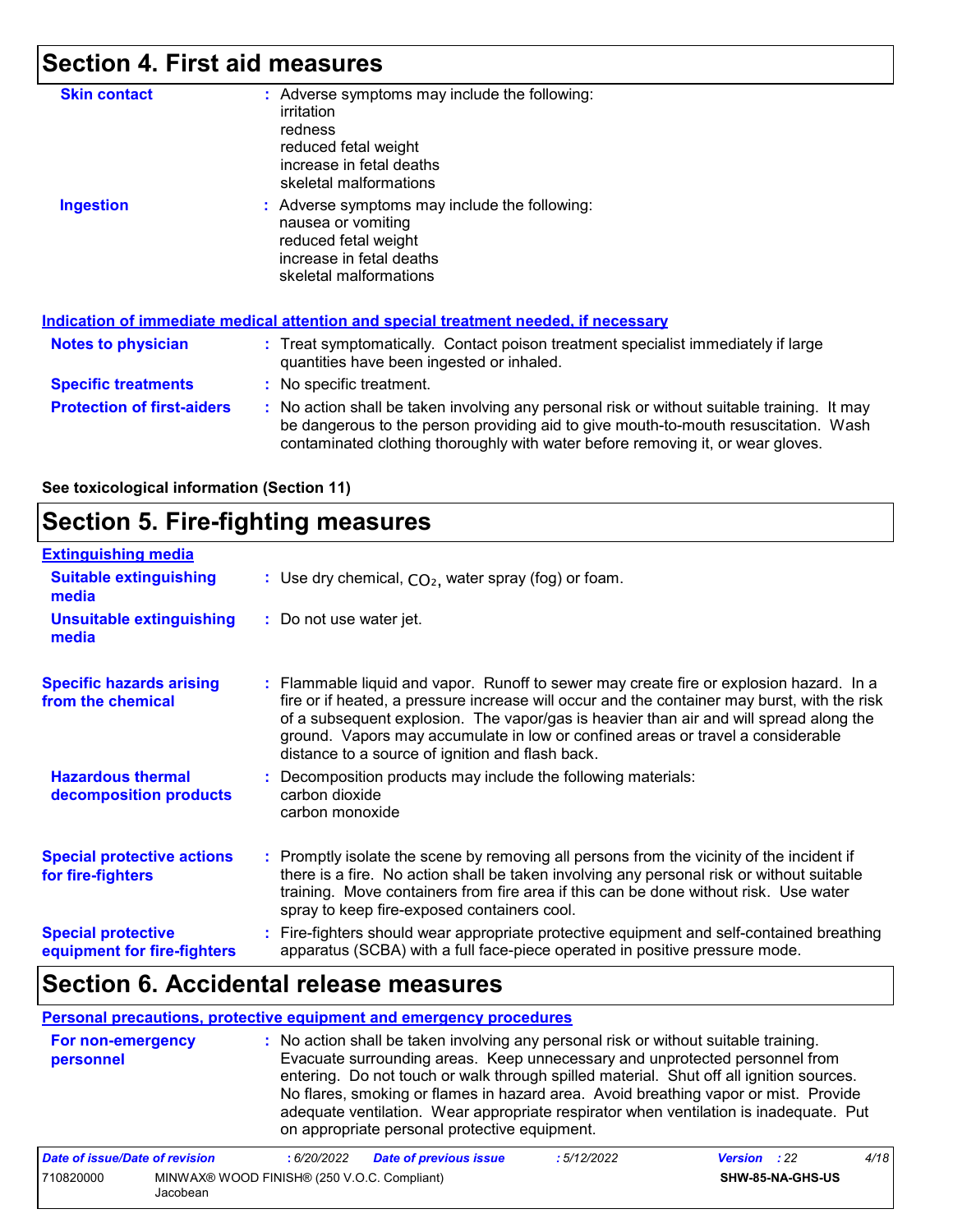## Section 4. First aid measures

**Skin contact** : Adverse symptoms may include the following:
irritation
redness
reduced fetal weight
increase in fetal deaths
skeletal malformations

**Ingestion** : Adverse symptoms may include the following:
nausea or vomiting
reduced fetal weight
increase in fetal deaths
skeletal malformations

### Indication of immediate medical attention and special treatment needed, if necessary

**Notes to physician** : Treat symptomatically. Contact poison treatment specialist immediately if large quantities have been ingested or inhaled.

**Specific treatments** : No specific treatment.

**Protection of first-aiders** : No action shall be taken involving any personal risk or without suitable training. It may be dangerous to the person providing aid to give mouth-to-mouth resuscitation. Wash contaminated clothing thoroughly with water before removing it, or wear gloves.

**See toxicological information (Section 11)**

## Section 5. Fire-fighting measures

### Extinguishing media

**Suitable extinguishing media** : Use dry chemical, $CO_2$, water spray (fog) or foam.

**Unsuitable extinguishing media** : Do not use water jet.

**Specific hazards arising from the chemical** : Flammable liquid and vapor. Runoff to sewer may create fire or explosion hazard. In a fire or if heated, a pressure increase will occur and the container may burst, with the risk of a subsequent explosion. The vapor/gas is heavier than air and will spread along the ground. Vapors may accumulate in low or confined areas or travel a considerable distance to a source of ignition and flash back.

**Hazardous thermal decomposition products** : Decomposition products may include the following materials:
carbon dioxide
carbon monoxide

**Special protective actions for fire-fighters** : Promptly isolate the scene by removing all persons from the vicinity of the incident if there is a fire. No action shall be taken involving any personal risk or without suitable training. Move containers from fire area if this can be done without risk. Use water spray to keep fire-exposed containers cool.

**Special protective equipment for fire-fighters** : Fire-fighters should wear appropriate protective equipment and self-contained breathing apparatus (SCBA) with a full face-piece operated in positive pressure mode.

## Section 6. Accidental release measures

### Personal precautions, protective equipment and emergency procedures

**For non-emergency personnel** : No action shall be taken involving any personal risk or without suitable training. Evacuate surrounding areas. Keep unnecessary and unprotected personnel from entering. Do not touch or walk through spilled material. Shut off all ignition sources. No flares, smoking or flames in hazard area. Avoid breathing vapor or mist. Provide adequate ventilation. Wear appropriate respirator when ventilation is inadequate. Put on appropriate personal protective equipment.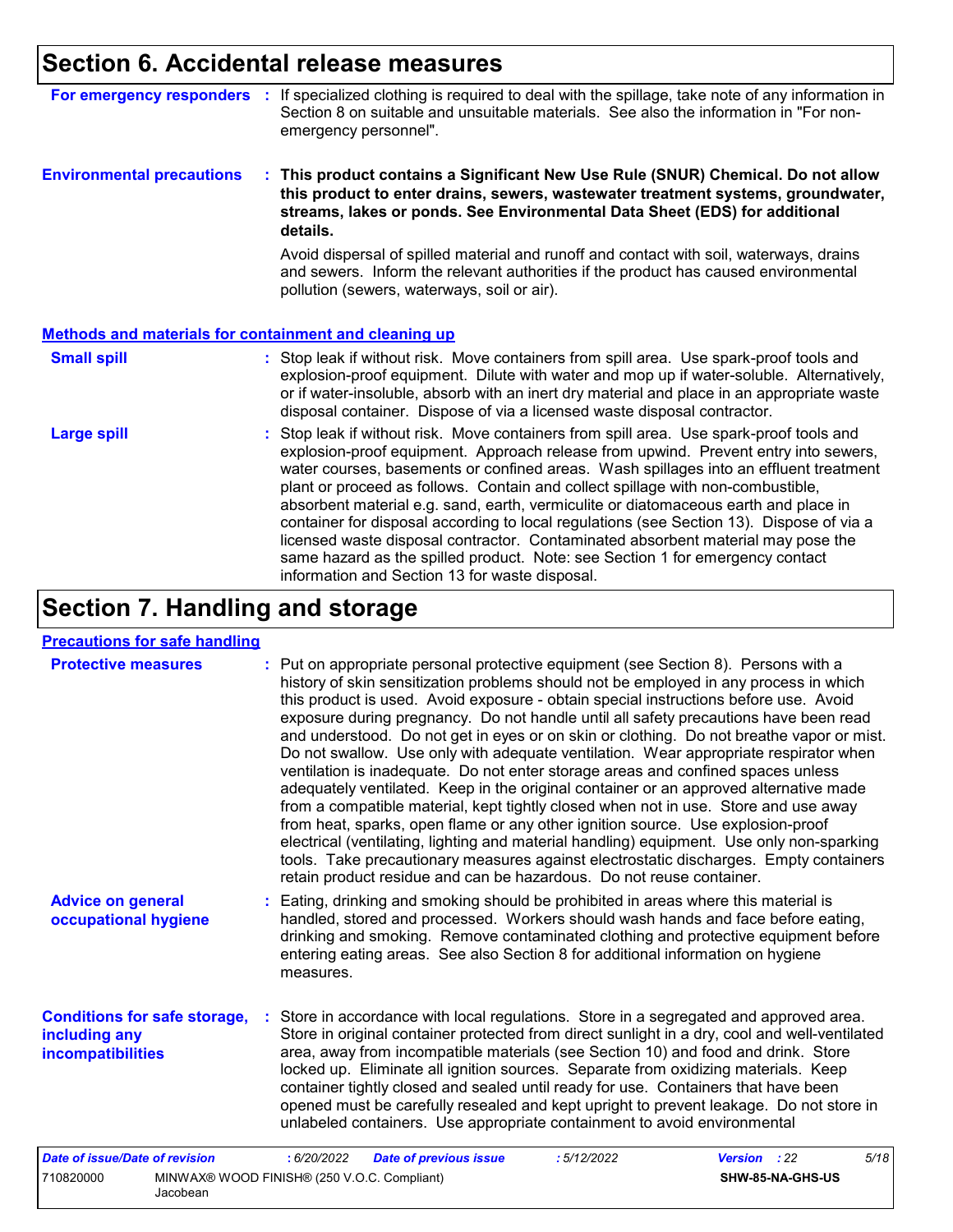## Section 6. Accidental release measures

**For emergency responders** : If specialized clothing is required to deal with the spillage, take note of any information in Section 8 on suitable and unsuitable materials. See also the information in "For non-emergency personnel".

**Environmental precautions** : **This product contains a Significant New Use Rule (SNUR) Chemical. Do not allow this product to enter drains, sewers, wastewater treatment systems, groundwater, streams, lakes or ponds. See Environmental Data Sheet (EDS) for additional details.**

Avoid dispersal of spilled material and runoff and contact with soil, waterways, drains and sewers. Inform the relevant authorities if the product has caused environmental pollution (sewers, waterways, soil or air).

### Methods and materials for containment and cleaning up

**Small spill** : Stop leak if without risk. Move containers from spill area. Use spark-proof tools and explosion-proof equipment. Dilute with water and mop up if water-soluble. Alternatively, or if water-insoluble, absorb with an inert dry material and place in an appropriate waste disposal container. Dispose of via a licensed waste disposal contractor.

**Large spill** : Stop leak if without risk. Move containers from spill area. Use spark-proof tools and explosion-proof equipment. Approach release from upwind. Prevent entry into sewers, water courses, basements or confined areas. Wash spillages into an effluent treatment plant or proceed as follows. Contain and collect spillage with non-combustible, absorbent material e.g. sand, earth, vermiculite or diatomaceous earth and place in container for disposal according to local regulations (see Section 13). Dispose of via a licensed waste disposal contractor. Contaminated absorbent material may pose the same hazard as the spilled product. Note: see Section 1 for emergency contact information and Section 13 for waste disposal.

## Section 7. Handling and storage

### Precautions for safe handling

**Protective measures** : Put on appropriate personal protective equipment (see Section 8). Persons with a history of skin sensitization problems should not be employed in any process in which this product is used. Avoid exposure - obtain special instructions before use. Avoid exposure during pregnancy. Do not handle until all safety precautions have been read and understood. Do not get in eyes or on skin or clothing. Do not breathe vapor or mist. Do not swallow. Use only with adequate ventilation. Wear appropriate respirator when ventilation is inadequate. Do not enter storage areas and confined spaces unless adequately ventilated. Keep in the original container or an approved alternative made from a compatible material, kept tightly closed when not in use. Store and use away from heat, sparks, open flame or any other ignition source. Use explosion-proof electrical (ventilating, lighting and material handling) equipment. Use only non-sparking tools. Take precautionary measures against electrostatic discharges. Empty containers retain product residue and can be hazardous. Do not reuse container.

**Advice on general occupational hygiene** : Eating, drinking and smoking should be prohibited in areas where this material is handled, stored and processed. Workers should wash hands and face before eating, drinking and smoking. Remove contaminated clothing and protective equipment before entering eating areas. See also Section 8 for additional information on hygiene measures.

**Conditions for safe storage, including any incompatibilities** : Store in accordance with local regulations. Store in a segregated and approved area. Store in original container protected from direct sunlight in a dry, cool and well-ventilated area, away from incompatible materials (see Section 10) and food and drink. Store locked up. Eliminate all ignition sources. Separate from oxidizing materials. Keep container tightly closed and sealed until ready for use. Containers that have been opened must be carefully resealed and kept upright to prevent leakage. Do not store in unlabeled containers. Use appropriate containment to avoid environmental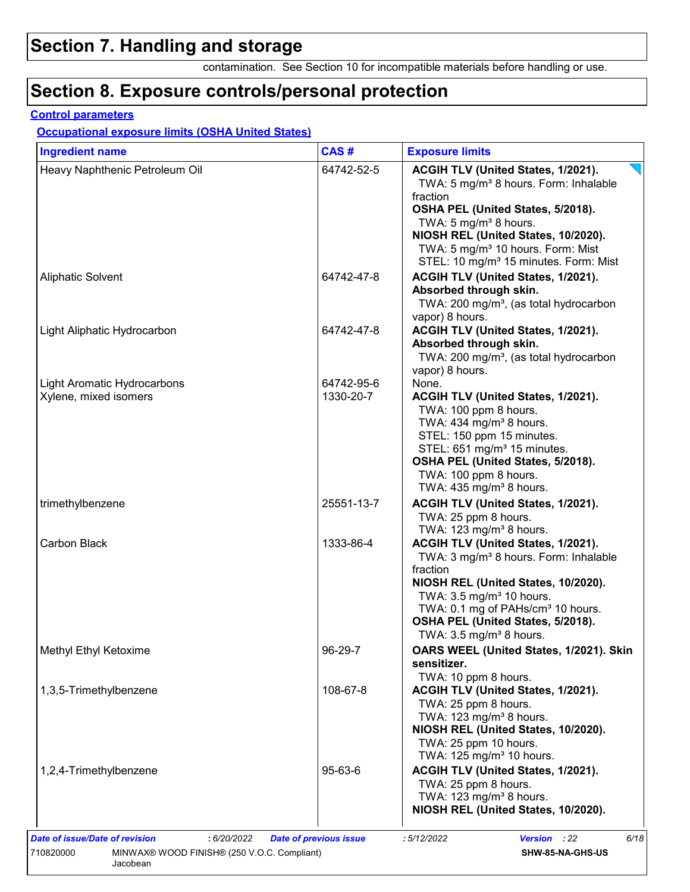# Section 7. Handling and storage

contamination. See Section 10 for incompatible materials before handling or use.

# Section 8. Exposure controls/personal protection

**Control parameters**

**Occupational exposure limits (OSHA United States)**

| Ingredient name | CAS # | Exposure limits |
|---|---|---|
| Heavy Naphthenic Petroleum Oil | 64742-52-5 | **ACGIH TLV (United States, 1/2021).** TWA: 5 mg/m³ 8 hours. Form: Inhalable fraction **OSHA PEL (United States, 5/2018).** TWA: 5 mg/m³ 8 hours. **NIOSH REL (United States, 10/2020).** TWA: 5 mg/m³ 10 hours. Form: Mist STEL: 10 mg/m³ 15 minutes. Form: Mist |
| Aliphatic Solvent | 64742-47-8 | **ACGIH TLV (United States, 1/2021). Absorbed through skin.** TWA: 200 mg/m³, (as total hydrocarbon vapor) 8 hours. |
| Light Aliphatic Hydrocarbon | 64742-47-8 | **ACGIH TLV (United States, 1/2021). Absorbed through skin.** TWA: 200 mg/m³, (as total hydrocarbon vapor) 8 hours. |
| Light Aromatic Hydrocarbons | 64742-95-6 | None. |
| Xylene, mixed isomers | 1330-20-7 | **ACGIH TLV (United States, 1/2021).** TWA: 100 ppm 8 hours. TWA: 434 mg/m³ 8 hours. STEL: 150 ppm 15 minutes. STEL: 651 mg/m³ 15 minutes. **OSHA PEL (United States, 5/2018).** TWA: 100 ppm 8 hours. TWA: 435 mg/m³ 8 hours. |
| trimethylbenzene | 25551-13-7 | **ACGIH TLV (United States, 1/2021).** TWA: 25 ppm 8 hours. TWA: 123 mg/m³ 8 hours. |
| Carbon Black | 1333-86-4 | **ACGIH TLV (United States, 1/2021).** TWA: 3 mg/m³ 8 hours. Form: Inhalable fraction **NIOSH REL (United States, 10/2020).** TWA: 3.5 mg/m³ 10 hours. TWA: 0.1 mg of PAHs/cm³ 10 hours. **OSHA PEL (United States, 5/2018).** TWA: 3.5 mg/m³ 8 hours. |
| Methyl Ethyl Ketoxime | 96-29-7 | **OARS WEEL (United States, 1/2021). Skin sensitizer.** TWA: 10 ppm 8 hours. |
| 1,3,5-Trimethylbenzene | 108-67-8 | **ACGIH TLV (United States, 1/2021).** TWA: 25 ppm 8 hours. TWA: 123 mg/m³ 8 hours. **NIOSH REL (United States, 10/2020).** TWA: 25 ppm 10 hours. TWA: 125 mg/m³ 10 hours. |
| 1,2,4-Trimethylbenzene | 95-63-6 | **ACGIH TLV (United States, 1/2021).** TWA: 25 ppm 8 hours. TWA: 123 mg/m³ 8 hours. **NIOSH REL (United States, 10/2020).** |

| *Date of issue/Date of revision* | : 6/20/2022 | *Date of previous issue* | : 5/12/2022 | *Version* : 22 |
|---|---|---|---|---|
| 710820000 | MINWAX® WOOD FINISH® (250 V.O.C. Compliant) Jacobean | | | SHW-85-NA-GHS-US |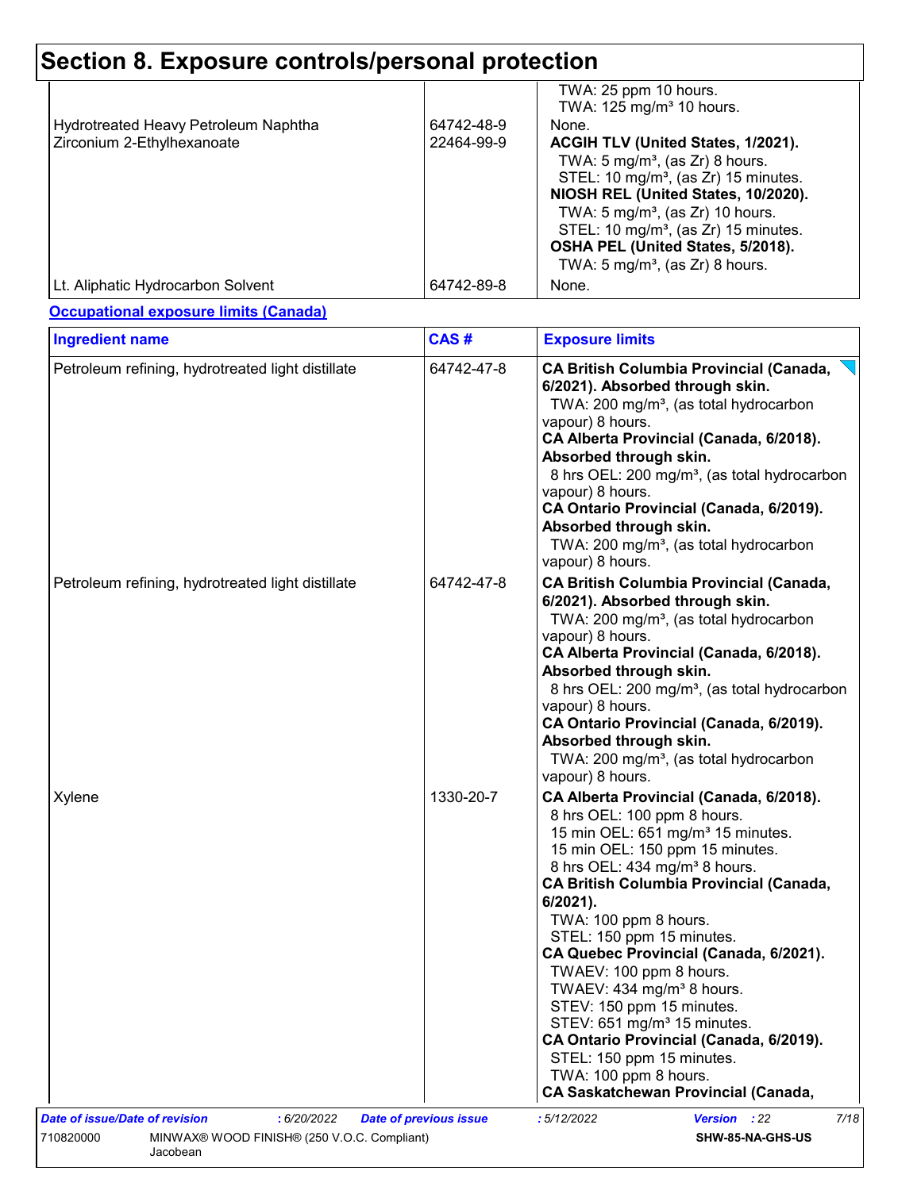# Section 8. Exposure controls/personal protection

| | | |
|---|---|---|
| | | TWA: 25 ppm 10 hours.<br>TWA: 125 mg/m³ 10 hours. |
| Hydrotreated Heavy Petroleum Naphtha | 64742-48-9 | None. |
| Zirconium 2-Ethylhexanoate | 22464-99-9 | **ACGIH TLV (United States, 1/2021).**<br>TWA: 5 mg/m³, (as Zr) 8 hours.<br>STEL: 10 mg/m³, (as Zr) 15 minutes.<br>**NIOSH REL (United States, 10/2020).**<br>TWA: 5 mg/m³, (as Zr) 10 hours.<br>STEL: 10 mg/m³, (as Zr) 15 minutes.<br>**OSHA PEL (United States, 5/2018).**<br>TWA: 5 mg/m³, (as Zr) 8 hours. |
| Lt. Aliphatic Hydrocarbon Solvent | 64742-89-8 | None. |

**Occupational exposure limits (Canada)**

| Ingredient name | CAS # | Exposure limits |
|---|---|---|
| Petroleum refining, hydrotreated light distillate | 64742-47-8 | **CA British Columbia Provincial (Canada, 6/2021). Absorbed through skin.**<br>TWA: 200 mg/m³, (as total hydrocarbon vapour) 8 hours.<br>**CA Alberta Provincial (Canada, 6/2018). Absorbed through skin.**<br>8 hrs OEL: 200 mg/m³, (as total hydrocarbon vapour) 8 hours.<br>**CA Ontario Provincial (Canada, 6/2019). Absorbed through skin.**<br>TWA: 200 mg/m³, (as total hydrocarbon vapour) 8 hours. |
| Petroleum refining, hydrotreated light distillate | 64742-47-8 | **CA British Columbia Provincial (Canada, 6/2021). Absorbed through skin.**<br>TWA: 200 mg/m³, (as total hydrocarbon vapour) 8 hours.<br>**CA Alberta Provincial (Canada, 6/2018). Absorbed through skin.**<br>8 hrs OEL: 200 mg/m³, (as total hydrocarbon vapour) 8 hours.<br>**CA Ontario Provincial (Canada, 6/2019). Absorbed through skin.**<br>TWA: 200 mg/m³, (as total hydrocarbon vapour) 8 hours. |
| Xylene | 1330-20-7 | **CA Alberta Provincial (Canada, 6/2018).**<br>8 hrs OEL: 100 ppm 8 hours.<br>15 min OEL: 651 mg/m³ 15 minutes.<br>15 min OEL: 150 ppm 15 minutes.<br>8 hrs OEL: 434 mg/m³ 8 hours.<br>**CA British Columbia Provincial (Canada, 6/2021).**<br>TWA: 100 ppm 8 hours.<br>STEL: 150 ppm 15 minutes.<br>**CA Quebec Provincial (Canada, 6/2021).**<br>TWAEV: 100 ppm 8 hours.<br>TWAEV: 434 mg/m³ 8 hours.<br>STEV: 150 ppm 15 minutes.<br>STEV: 651 mg/m³ 15 minutes.<br>**CA Ontario Provincial (Canada, 6/2019).**<br>STEL: 150 ppm 15 minutes.<br>TWA: 100 ppm 8 hours.<br>**CA Saskatchewan Provincial (Canada,** |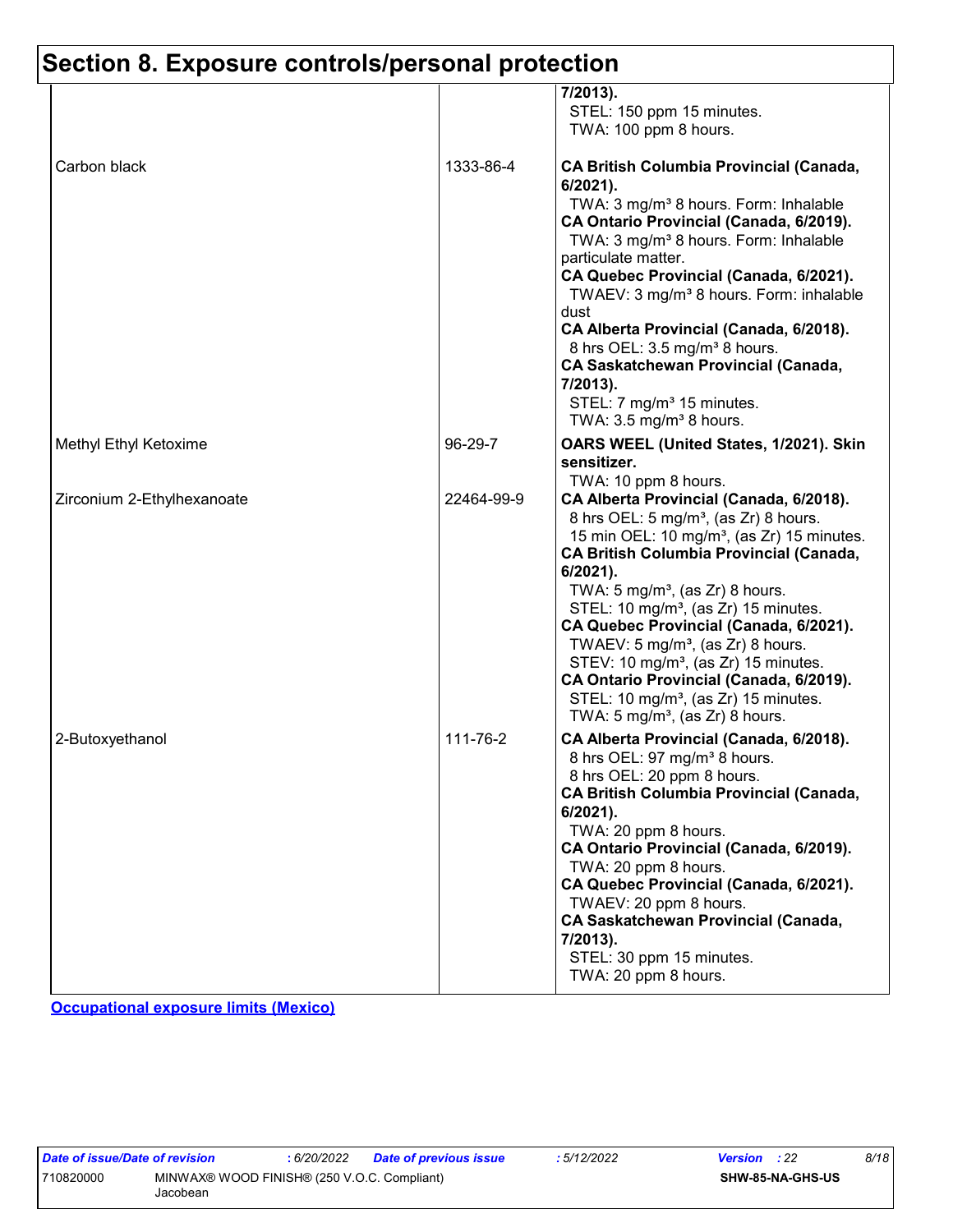## Section 8. Exposure controls/personal protection

| | | |
|---|---|---|
| | | **7/2013).**<br>STEL: 150 ppm 15 minutes.<br>TWA: 100 ppm 8 hours. |
| Carbon black | 1333-86-4 | **CA British Columbia Provincial (Canada, 6/2021).**<br>TWA: 3 mg/m³ 8 hours. Form: Inhalable<br>**CA Ontario Provincial (Canada, 6/2019).**<br>TWA: 3 mg/m³ 8 hours. Form: Inhalable particulate matter.<br>**CA Quebec Provincial (Canada, 6/2021).**<br>TWAEV: 3 mg/m³ 8 hours. Form: inhalable dust<br>**CA Alberta Provincial (Canada, 6/2018).**<br>8 hrs OEL: 3.5 mg/m³ 8 hours.<br>**CA Saskatchewan Provincial (Canada, 7/2013).**<br>STEL: 7 mg/m³ 15 minutes.<br>TWA: 3.5 mg/m³ 8 hours. |
| Methyl Ethyl Ketoxime | 96-29-7 | **OARS WEEL (United States, 1/2021). Skin sensitizer.**<br>TWA: 10 ppm 8 hours. |
| Zirconium 2-Ethylhexanoate | 22464-99-9 | **CA Alberta Provincial (Canada, 6/2018).**<br>8 hrs OEL: 5 mg/m³, (as Zr) 8 hours.<br>15 min OEL: 10 mg/m³, (as Zr) 15 minutes.<br>**CA British Columbia Provincial (Canada, 6/2021).**<br>TWA: 5 mg/m³, (as Zr) 8 hours.<br>STEL: 10 mg/m³, (as Zr) 15 minutes.<br>**CA Quebec Provincial (Canada, 6/2021).**<br>TWAEV: 5 mg/m³, (as Zr) 8 hours.<br>STEV: 10 mg/m³, (as Zr) 15 minutes.<br>**CA Ontario Provincial (Canada, 6/2019).**<br>STEL: 10 mg/m³, (as Zr) 15 minutes.<br>TWA: 5 mg/m³, (as Zr) 8 hours. |
| 2-Butoxyethanol | 111-76-2 | **CA Alberta Provincial (Canada, 6/2018).**<br>8 hrs OEL: 97 mg/m³ 8 hours.<br>8 hrs OEL: 20 ppm 8 hours.<br>**CA British Columbia Provincial (Canada, 6/2021).**<br>TWA: 20 ppm 8 hours.<br>**CA Ontario Provincial (Canada, 6/2019).**<br>TWA: 20 ppm 8 hours.<br>**CA Quebec Provincial (Canada, 6/2021).**<br>TWAEV: 20 ppm 8 hours.<br>**CA Saskatchewan Provincial (Canada, 7/2013).**<br>STEL: 30 ppm 15 minutes.<br>TWA: 20 ppm 8 hours. |

**Occupational exposure limits (Mexico)**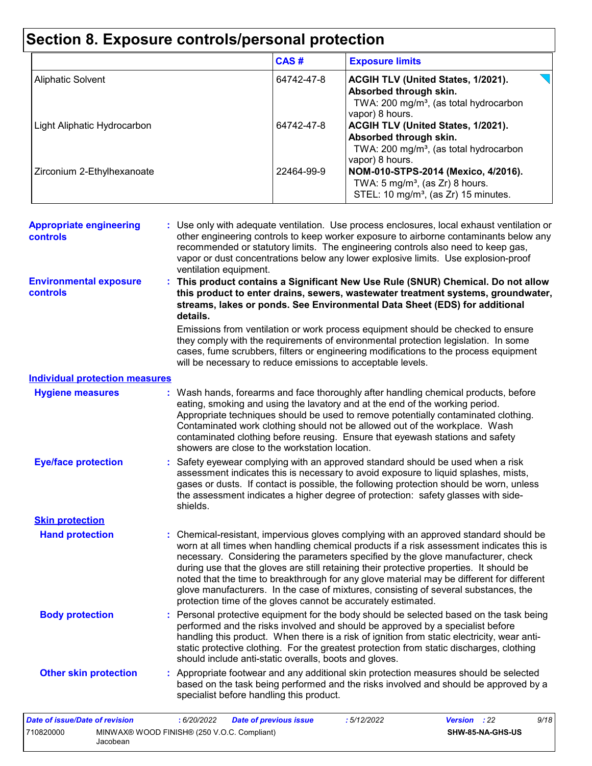# Section 8. Exposure controls/personal protection

| | CAS # | Exposure limits |
|---|---|---|
| Aliphatic Solvent | 64742-47-8 | **ACGIH TLV (United States, 1/2021). Absorbed through skin.** TWA: 200 mg/m³, (as total hydrocarbon vapor) 8 hours. |
| Light Aliphatic Hydrocarbon | 64742-47-8 | **ACGIH TLV (United States, 1/2021). Absorbed through skin.** TWA: 200 mg/m³, (as total hydrocarbon vapor) 8 hours. |
| Zirconium 2-Ethylhexanoate | 22464-99-9 | **NOM-010-STPS-2014 (Mexico, 4/2016).** TWA: 5 mg/m³, (as Zr) 8 hours. STEL: 10 mg/m³, (as Zr) 15 minutes. |

**Appropriate engineering controls** : Use only with adequate ventilation. Use process enclosures, local exhaust ventilation or other engineering controls to keep worker exposure to airborne contaminants below any recommended or statutory limits. The engineering controls also need to keep gas, vapor or dust concentrations below any lower explosive limits. Use explosion-proof ventilation equipment.

**Environmental exposure controls** : **This product contains a Significant New Use Rule (SNUR) Chemical. Do not allow this product to enter drains, sewers, wastewater treatment systems, groundwater, streams, lakes or ponds. See Environmental Data Sheet (EDS) for additional details.**

Emissions from ventilation or work process equipment should be checked to ensure they comply with the requirements of environmental protection legislation. In some cases, fume scrubbers, filters or engineering modifications to the process equipment will be necessary to reduce emissions to acceptable levels.

## Individual protection measures

**Hygiene measures** : Wash hands, forearms and face thoroughly after handling chemical products, before eating, smoking and using the lavatory and at the end of the working period. Appropriate techniques should be used to remove potentially contaminated clothing. Contaminated work clothing should not be allowed out of the workplace. Wash contaminated clothing before reusing. Ensure that eyewash stations and safety showers are close to the workstation location.

**Eye/face protection** : Safety eyewear complying with an approved standard should be used when a risk assessment indicates this is necessary to avoid exposure to liquid splashes, mists, gases or dusts. If contact is possible, the following protection should be worn, unless the assessment indicates a higher degree of protection: safety glasses with side-shields.

### Skin protection

**Hand protection** : Chemical-resistant, impervious gloves complying with an approved standard should be worn at all times when handling chemical products if a risk assessment indicates this is necessary. Considering the parameters specified by the glove manufacturer, check during use that the gloves are still retaining their protective properties. It should be noted that the time to breakthrough for any glove material may be different for different glove manufacturers. In the case of mixtures, consisting of several substances, the protection time of the gloves cannot be accurately estimated.

**Body protection** : Personal protective equipment for the body should be selected based on the task being performed and the risks involved and should be approved by a specialist before handling this product. When there is a risk of ignition from static electricity, wear anti-static protective clothing. For the greatest protection from static discharges, clothing should include anti-static overalls, boots and gloves.

**Other skin protection** : Appropriate footwear and any additional skin protection measures should be selected based on the task being performed and the risks involved and should be approved by a specialist before handling this product.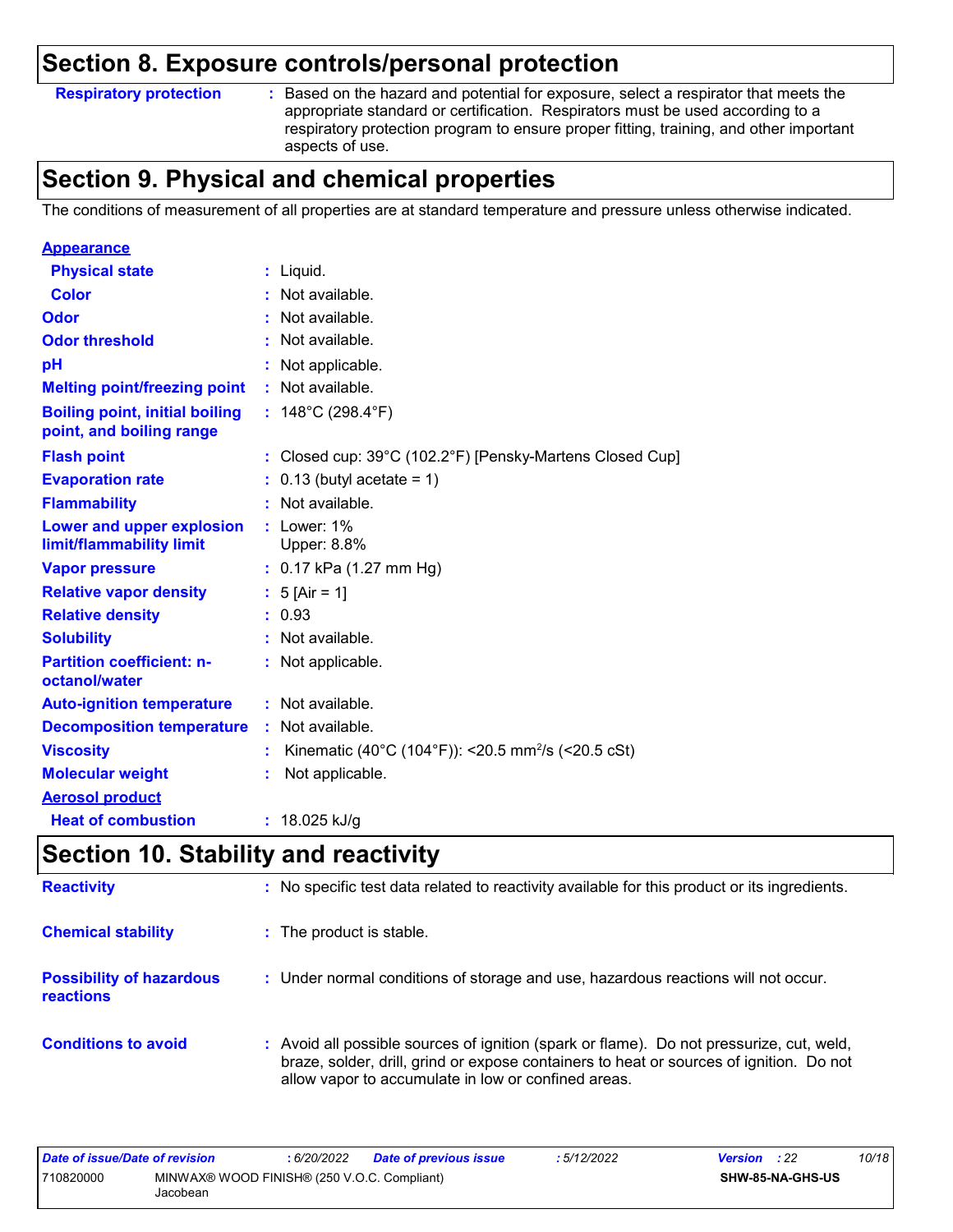## Section 8. Exposure controls/personal protection

**Respiratory protection** : Based on the hazard and potential for exposure, select a respirator that meets the appropriate standard or certification. Respirators must be used according to a respiratory protection program to ensure proper fitting, training, and other important aspects of use.

## Section 9. Physical and chemical properties

The conditions of measurement of all properties are at standard temperature and pressure unless otherwise indicated.

**Appearance**

| | |
|---|---|
| **Physical state** | : Liquid. |
| **Color** | : Not available. |
| **Odor** | : Not available. |
| **Odor threshold** | : Not available. |
| **pH** | : Not applicable. |
| **Melting point/freezing point** | : Not available. |
| **Boiling point, initial boiling point, and boiling range** | : 148°C (298.4°F) |
| **Flash point** | : Closed cup: 39°C (102.2°F) [Pensky-Martens Closed Cup] |
| **Evaporation rate** | : 0.13 (butyl acetate = 1) |
| **Flammability** | : Not available. |
| **Lower and upper explosion limit/flammability limit** | : Lower: 1%<br>Upper: 8.8% |
| **Vapor pressure** | : 0.17 kPa (1.27 mm Hg) |
| **Relative vapor density** | : 5 [Air = 1] |
| **Relative density** | : 0.93 |
| **Solubility** | : Not available. |
| **Partition coefficient: n-octanol/water** | : Not applicable. |
| **Auto-ignition temperature** | : Not available. |
| **Decomposition temperature** | : Not available. |
| **Viscosity** | : Kinematic (40°C (104°F)): <20.5 $mm^2/s$ (<20.5 cSt) |
| **Molecular weight** | : Not applicable. |

**Aerosol product**

| | |
|---|---|
| **Heat of combustion** | : 18.025 kJ/g |

## Section 10. Stability and reactivity

| | |
|---|---|
| **Reactivity** | : No specific test data related to reactivity available for this product or its ingredients. |
| **Chemical stability** | : The product is stable. |
| **Possibility of hazardous reactions** | : Under normal conditions of storage and use, hazardous reactions will not occur. |
| **Conditions to avoid** | : Avoid all possible sources of ignition (spark or flame). Do not pressurize, cut, weld, braze, solder, drill, grind or expose containers to heat or sources of ignition. Do not allow vapor to accumulate in low or confined areas. |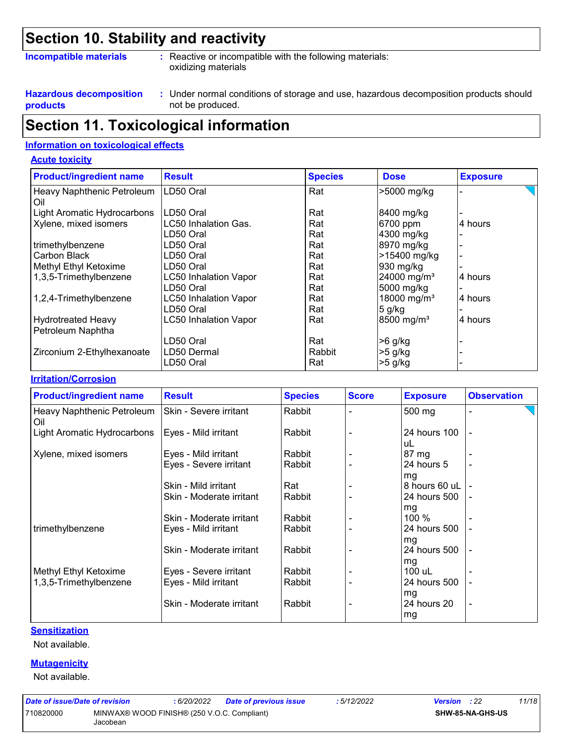# Section 10. Stability and reactivity

**Incompatible materials** : Reactive or incompatible with the following materials: oxidizing materials

**Hazardous decomposition products** : Under normal conditions of storage and use, hazardous decomposition products should not be produced.

# Section 11. Toxicological information

## Information on toxicological effects

### Acute toxicity

| Product/ingredient name | Result | Species | Dose | Exposure |
|---|---|---|---|---|
| Heavy Naphthenic Petroleum Oil | LD50 Oral | Rat | >5000 mg/kg | - |
| Light Aromatic Hydrocarbons | LD50 Oral | Rat | 8400 mg/kg | - |
| Xylene, mixed isomers | LC50 Inhalation Gas. | Rat | 6700 ppm | 4 hours |
| | LD50 Oral | Rat | 4300 mg/kg | - |
| trimethylbenzene | LD50 Oral | Rat | 8970 mg/kg | - |
| Carbon Black | LD50 Oral | Rat | >15400 mg/kg | - |
| Methyl Ethyl Ketoxime | LD50 Oral | Rat | 930 mg/kg | - |
| 1,3,5-Trimethylbenzene | LC50 Inhalation Vapor | Rat | 24000 mg/m³ | 4 hours |
| | LD50 Oral | Rat | 5000 mg/kg | - |
| 1,2,4-Trimethylbenzene | LC50 Inhalation Vapor | Rat | 18000 mg/m³ | 4 hours |
| | LD50 Oral | Rat | 5 g/kg | - |
| Hydrotreated Heavy Petroleum Naphtha | LC50 Inhalation Vapor | Rat | 8500 mg/m³ | 4 hours |
| | LD50 Oral | Rat | >6 g/kg | - |
| Zirconium 2-Ethylhexanoate | LD50 Dermal | Rabbit | >5 g/kg | - |
| | LD50 Oral | Rat | >5 g/kg | - |

### Irritation/Corrosion

| Product/ingredient name | Result | Species | Score | Exposure | Observation |
|---|---|---|---|---|---|
| Heavy Naphthenic Petroleum Oil | Skin - Severe irritant | Rabbit | - | 500 mg | - |
| Light Aromatic Hydrocarbons | Eyes - Mild irritant | Rabbit | - | 24 hours 100 uL | - |
| Xylene, mixed isomers | Eyes - Mild irritant | Rabbit | - | 87 mg | - |
| | Eyes - Severe irritant | Rabbit | - | 24 hours 5 mg | - |
| | Skin - Mild irritant | Rat | - | 8 hours 60 uL | - |
| | Skin - Moderate irritant | Rabbit | - | 24 hours 500 mg | - |
| | Skin - Moderate irritant | Rabbit | - | 100 % | - |
| trimethylbenzene | Eyes - Mild irritant | Rabbit | - | 24 hours 500 mg | - |
| | Skin - Moderate irritant | Rabbit | - | 24 hours 500 mg | - |
| Methyl Ethyl Ketoxime | Eyes - Severe irritant | Rabbit | - | 100 uL | - |
| 1,3,5-Trimethylbenzene | Eyes - Mild irritant | Rabbit | - | 24 hours 500 mg | - |
| | Skin - Moderate irritant | Rabbit | - | 24 hours 20 mg | - |

### Sensitization

Not available.

### Mutagenicity

Not available.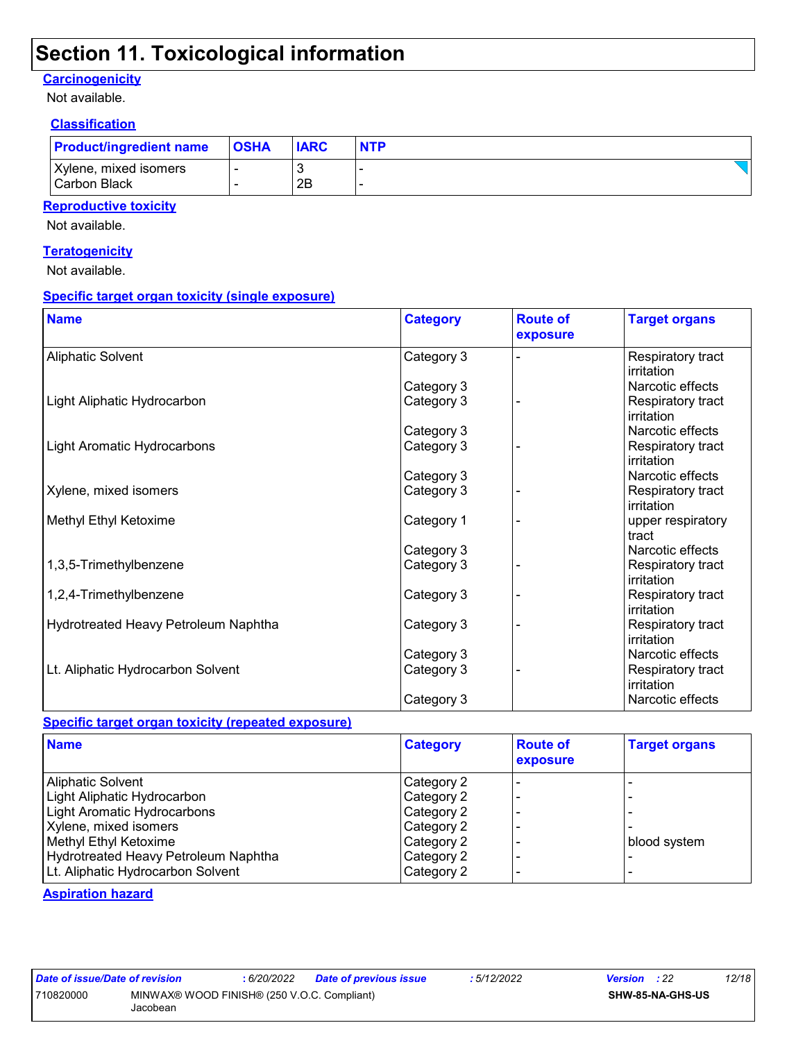## Section 11. Toxicological information

### Carcinogenicity

Not available.

#### Classification

| Product/ingredient name | OSHA | IARC | NTP |
|---|---|---|---|
| Xylene, mixed isomers | - | 3 | - |
| Carbon Black | - | 2B | - |

### Reproductive toxicity

Not available.

### Teratogenicity

Not available.

### Specific target organ toxicity (single exposure)

| Name | Category | Route of exposure | Target organs |
|---|---|---|---|
| Aliphatic Solvent | Category 3 | - | Respiratory tract irritation |
| | Category 3 | | Narcotic effects |
| Light Aliphatic Hydrocarbon | Category 3 | - | Respiratory tract irritation |
| | Category 3 | | Narcotic effects |
| Light Aromatic Hydrocarbons | Category 3 | - | Respiratory tract irritation |
| | Category 3 | | Narcotic effects |
| Xylene, mixed isomers | Category 3 | - | Respiratory tract irritation |
| Methyl Ethyl Ketoxime | Category 1 | - | upper respiratory tract |
| | Category 3 | | Narcotic effects |
| 1,3,5-Trimethylbenzene | Category 3 | - | Respiratory tract irritation |
| 1,2,4-Trimethylbenzene | Category 3 | - | Respiratory tract irritation |
| Hydrotreated Heavy Petroleum Naphtha | Category 3 | - | Respiratory tract irritation |
| | Category 3 | | Narcotic effects |
| Lt. Aliphatic Hydrocarbon Solvent | Category 3 | - | Respiratory tract irritation |
| | Category 3 | | Narcotic effects |

### Specific target organ toxicity (repeated exposure)

| Name | Category | Route of exposure | Target organs |
|---|---|---|---|
| Aliphatic Solvent | Category 2 | - | - |
| Light Aliphatic Hydrocarbon | Category 2 | - | - |
| Light Aromatic Hydrocarbons | Category 2 | - | - |
| Xylene, mixed isomers | Category 2 | - | - |
| Methyl Ethyl Ketoxime | Category 2 | - | blood system |
| Hydrotreated Heavy Petroleum Naphtha | Category 2 | - | - |
| Lt. Aliphatic Hydrocarbon Solvent | Category 2 | - | - |

### Aspiration hazard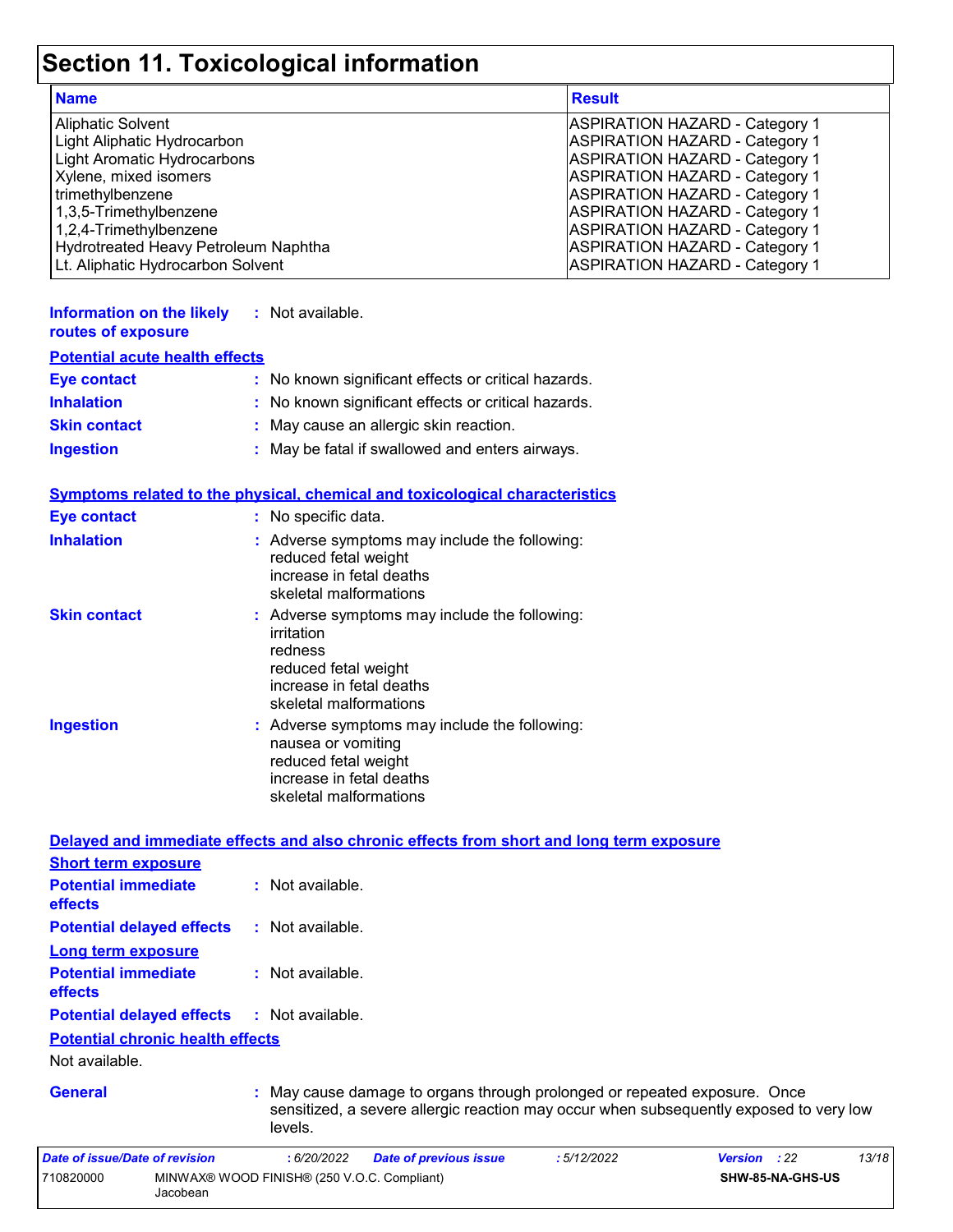# Section 11. Toxicological information

| Name | Result |
| --- | --- |
| Aliphatic Solvent | ASPIRATION HAZARD - Category 1 |
| Light Aliphatic Hydrocarbon | ASPIRATION HAZARD - Category 1 |
| Light Aromatic Hydrocarbons | ASPIRATION HAZARD - Category 1 |
| Xylene, mixed isomers | ASPIRATION HAZARD - Category 1 |
| trimethylbenzene | ASPIRATION HAZARD - Category 1 |
| 1,3,5-Trimethylbenzene | ASPIRATION HAZARD - Category 1 |
| 1,2,4-Trimethylbenzene | ASPIRATION HAZARD - Category 1 |
| Hydrotreated Heavy Petroleum Naphtha | ASPIRATION HAZARD - Category 1 |
| Lt. Aliphatic Hydrocarbon Solvent | ASPIRATION HAZARD - Category 1 |

**Information on the likely routes of exposure** : Not available.

**Potential acute health effects**

**Eye contact** : No known significant effects or critical hazards.

**Inhalation** : No known significant effects or critical hazards.

**Skin contact** : May cause an allergic skin reaction.

**Ingestion** : May be fatal if swallowed and enters airways.

**Symptoms related to the physical, chemical and toxicological characteristics**

**Eye contact** : No specific data.

**Inhalation** : Adverse symptoms may include the following:
reduced fetal weight
increase in fetal deaths
skeletal malformations

**Skin contact** : Adverse symptoms may include the following:
irritation
redness
reduced fetal weight
increase in fetal deaths
skeletal malformations

**Ingestion** : Adverse symptoms may include the following:
nausea or vomiting
reduced fetal weight
increase in fetal deaths
skeletal malformations

**Delayed and immediate effects and also chronic effects from short and long term exposure**

**Short term exposure**

**Potential immediate effects** : Not available.

**Potential delayed effects** : Not available.

**Long term exposure**

**Potential immediate effects** : Not available.

**Potential delayed effects** : Not available.

**Potential chronic health effects**

Not available.

**General** : May cause damage to organs through prolonged or repeated exposure. Once sensitized, a severe allergic reaction may occur when subsequently exposed to very low levels.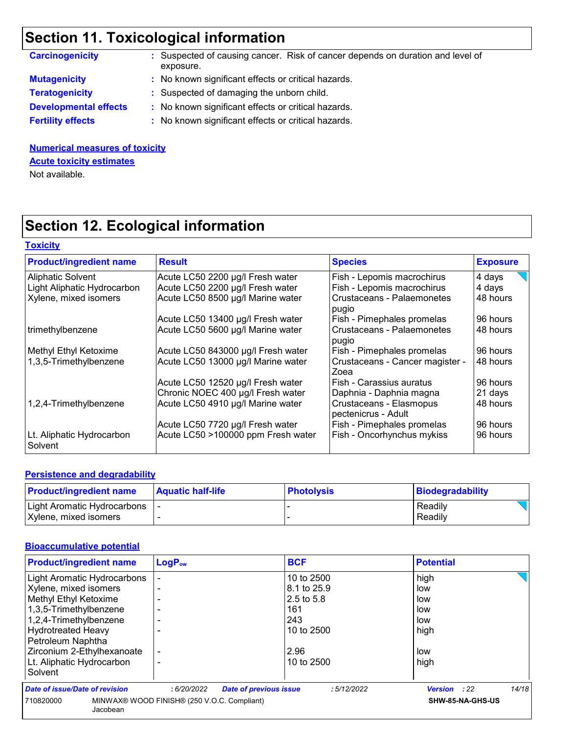## Section 11. Toxicological information

| | |
|---|---|
| **Carcinogenicity** | : Suspected of causing cancer. Risk of cancer depends on duration and level of exposure. |
| **Mutagenicity** | : No known significant effects or critical hazards. |
| **Teratogenicity** | : Suspected of damaging the unborn child. |
| **Developmental effects** | : No known significant effects or critical hazards. |
| **Fertility effects** | : No known significant effects or critical hazards. |

**Numerical measures of toxicity**

**Acute toxicity estimates**

Not available.

## Section 12. Ecological information

**Toxicity**

| Product/ingredient name | Result | Species | Exposure |
|---|---|---|---|
| Aliphatic Solvent | Acute LC50 2200 µg/l Fresh water | Fish - Lepomis macrochirus | 4 days |
| Light Aliphatic Hydrocarbon | Acute LC50 2200 µg/l Fresh water | Fish - Lepomis macrochirus | 4 days |
| Xylene, mixed isomers | Acute LC50 8500 µg/l Marine water | Crustaceans - Palaemonetes pugio | 48 hours |
| | Acute LC50 13400 µg/l Fresh water | Fish - Pimephales promelas | 96 hours |
| trimethylbenzene | Acute LC50 5600 µg/l Marine water | Crustaceans - Palaemonetes pugio | 48 hours |
| Methyl Ethyl Ketoxime | Acute LC50 843000 µg/l Fresh water | Fish - Pimephales promelas | 96 hours |
| 1,3,5-Trimethylbenzene | Acute LC50 13000 µg/l Marine water | Crustaceans - Cancer magister - Zoea | 48 hours |
| | Acute LC50 12520 µg/l Fresh water | Fish - Carassius auratus | 96 hours |
| | Chronic NOEC 400 µg/l Fresh water | Daphnia - Daphnia magna | 21 days |
| 1,2,4-Trimethylbenzene | Acute LC50 4910 µg/l Marine water | Crustaceans - Elasmopus pectenicrus - Adult | 48 hours |
| | Acute LC50 7720 µg/l Fresh water | Fish - Pimephales promelas | 96 hours |
| Lt. Aliphatic Hydrocarbon Solvent | Acute LC50 >100000 ppm Fresh water | Fish - Oncorhynchus mykiss | 96 hours |

**Persistence and degradability**

| Product/ingredient name | Aquatic half-life | Photolysis | Biodegradability |
|---|---|---|---|
| Light Aromatic Hydrocarbons | - | - | Readily |
| Xylene, mixed isomers | - | - | Readily |

**Bioaccumulative potential**

| Product/ingredient name | $LogP_{ow}$ | BCF | Potential |
|---|---|---|---|
| Light Aromatic Hydrocarbons | - | 10 to 2500 | high |
| Xylene, mixed isomers | - | 8.1 to 25.9 | low |
| Methyl Ethyl Ketoxime | - | 2.5 to 5.8 | low |
| 1,3,5-Trimethylbenzene | - | 161 | low |
| 1,2,4-Trimethylbenzene | - | 243 | low |
| Hydrotreated Heavy Petroleum Naphtha | - | 10 to 2500 | high |
| Zirconium 2-Ethylhexanoate | - | 2.96 | low |
| Lt. Aliphatic Hydrocarbon Solvent | - | 10 to 2500 | high |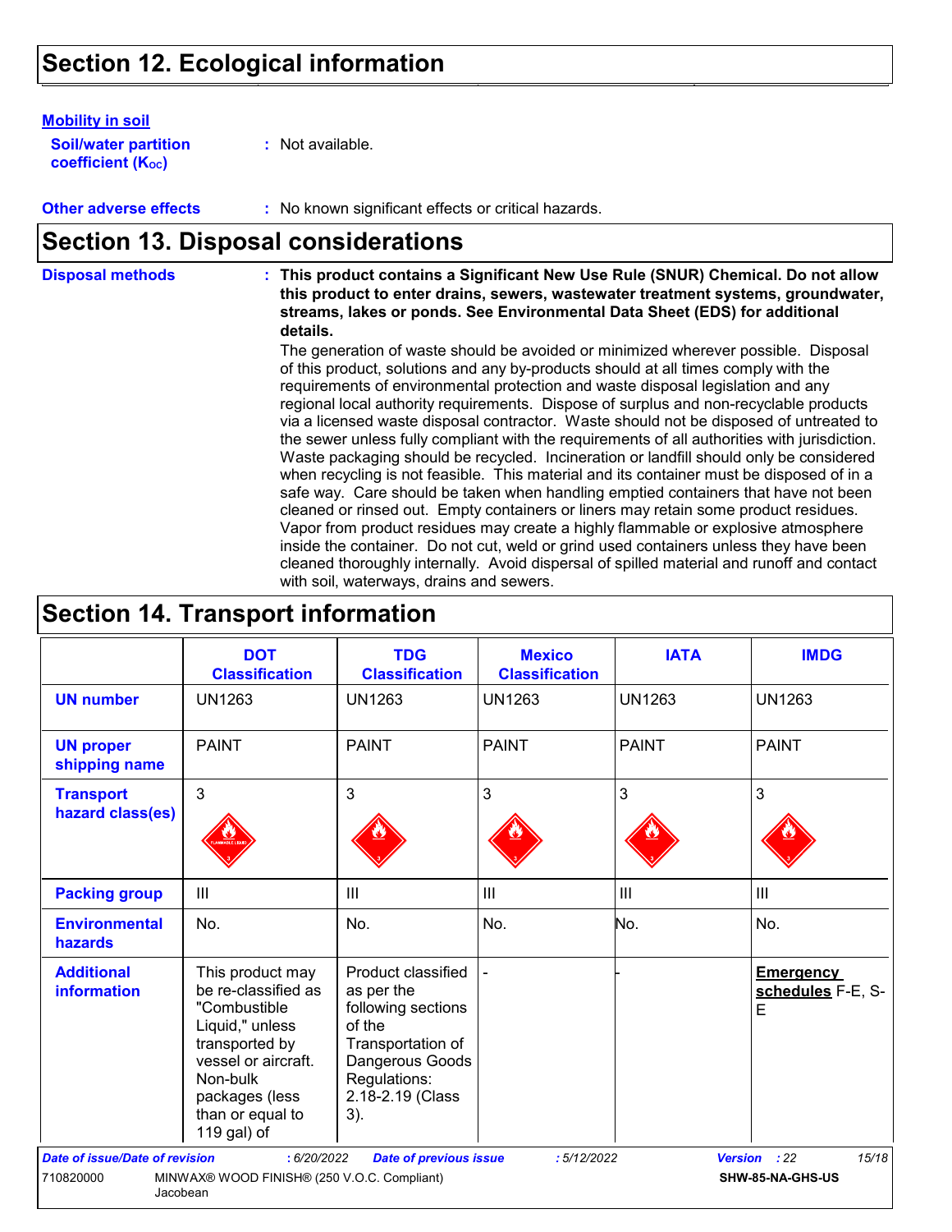## Section 12. Ecological information

**Mobility in soil**

**Soil/water partition coefficient ($K_{OC}$)** : Not available.

**Other adverse effects** : No known significant effects or critical hazards.

## Section 13. Disposal considerations

**Disposal methods** : **This product contains a Significant New Use Rule (SNUR) Chemical. Do not allow this product to enter drains, sewers, wastewater treatment systems, groundwater, streams, lakes or ponds. See Environmental Data Sheet (EDS) for additional details.**
The generation of waste should be avoided or minimized wherever possible. Disposal of this product, solutions and any by-products should at all times comply with the requirements of environmental protection and waste disposal legislation and any regional local authority requirements. Dispose of surplus and non-recyclable products via a licensed waste disposal contractor. Waste should not be disposed of untreated to the sewer unless fully compliant with the requirements of all authorities with jurisdiction. Waste packaging should be recycled. Incineration or landfill should only be considered when recycling is not feasible. This material and its container must be disposed of in a safe way. Care should be taken when handling emptied containers that have not been cleaned or rinsed out. Empty containers or liners may retain some product residues. Vapor from product residues may create a highly flammable or explosive atmosphere inside the container. Do not cut, weld or grind used containers unless they have been cleaned thoroughly internally. Avoid dispersal of spilled material and runoff and contact with soil, waterways, drains and sewers.

## Section 14. Transport information

| | DOT Classification | TDG Classification | Mexico Classification | IATA | IMDG |
|---|---|---|---|---|---|
| **UN number** | UN1263 | UN1263 | UN1263 | UN1263 | UN1263 |
| **UN proper shipping name** | PAINT | PAINT | PAINT | PAINT | PAINT |
| **Transport hazard class(es)** | 3 | 3 | 3 | 3 | 3 |
| **Packing group** | III | III | III | III | III |
| **Environmental hazards** | No. | No. | No. | No. | No. |
| **Additional information** | This product may be re-classified as "Combustible Liquid," unless transported by vessel or aircraft. Non-bulk packages (less than or equal to 119 gal) of | Product classified as per the following sections of the Transportation of Dangerous Goods Regulations: 2.18-2.19 (Class 3). | - | - | **Emergency schedules** F-E, S-E |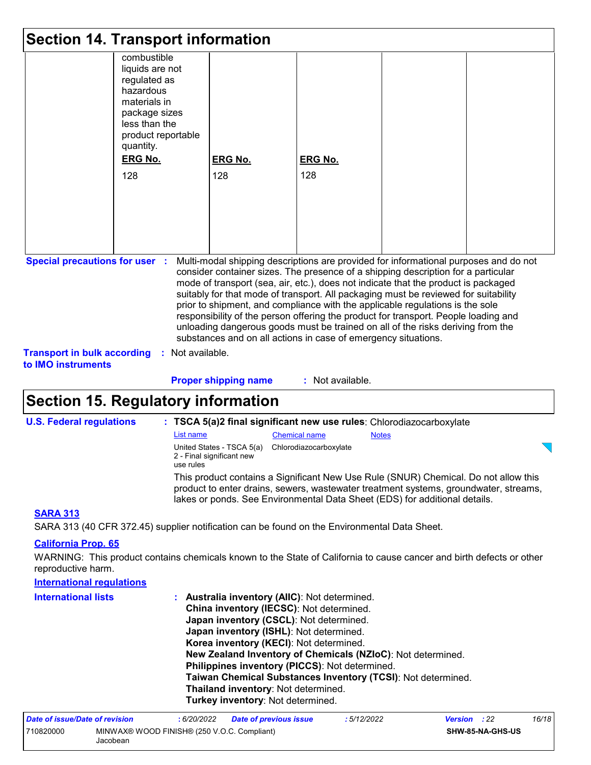# Section 14. Transport information

| | | | | | |
|---|---|---|---|---|---|
| | combustible liquids are not regulated as hazardous materials in package sizes less than the product reportable quantity.<br><br>**ERG No.**<br>128 | **ERG No.**<br>128 | **ERG No.**<br>128 | | |

**Special precautions for user** : Multi-modal shipping descriptions are provided for informational purposes and do not consider container sizes. The presence of a shipping description for a particular mode of transport (sea, air, etc.), does not indicate that the product is packaged suitably for that mode of transport. All packaging must be reviewed for suitability prior to shipment, and compliance with the applicable regulations is the sole responsibility of the person offering the product for transport. People loading and unloading dangerous goods must be trained on all of the risks deriving from the substances and on all actions in case of emergency situations.

**Transport in bulk according to IMO instruments** : Not available.

**Proper shipping name** : Not available.

# Section 15. Regulatory information

**U.S. Federal regulations** : **TSCA 5(a)2 final significant new use rules**: Chlorodiazocarboxylate

| List name | Chemical name | Notes |
|---|---|---|
| United States - TSCA 5(a) 2 - Final significant new use rules | Chlorodiazocarboxylate | |

This product contains a Significant New Use Rule (SNUR) Chemical. Do not allow this product to enter drains, sewers, wastewater treatment systems, groundwater, streams, lakes or ponds. See Environmental Data Sheet (EDS) for additional details.

**SARA 313**

SARA 313 (40 CFR 372.45) supplier notification can be found on the Environmental Data Sheet.

**California Prop. 65**

WARNING: This product contains chemicals known to the State of California to cause cancer and birth defects or other reproductive harm.

**International regulations**

**International lists** :
**Australia inventory (AIIC)**: Not determined.
**China inventory (IECSC)**: Not determined.
**Japan inventory (CSCL)**: Not determined.
**Japan inventory (ISHL)**: Not determined.
**Korea inventory (KECI)**: Not determined.
**New Zealand Inventory of Chemicals (NZIoC)**: Not determined.
**Philippines inventory (PICCS)**: Not determined.
**Taiwan Chemical Substances Inventory (TCSI)**: Not determined.
**Thailand inventory**: Not determined.
**Turkey inventory**: Not determined.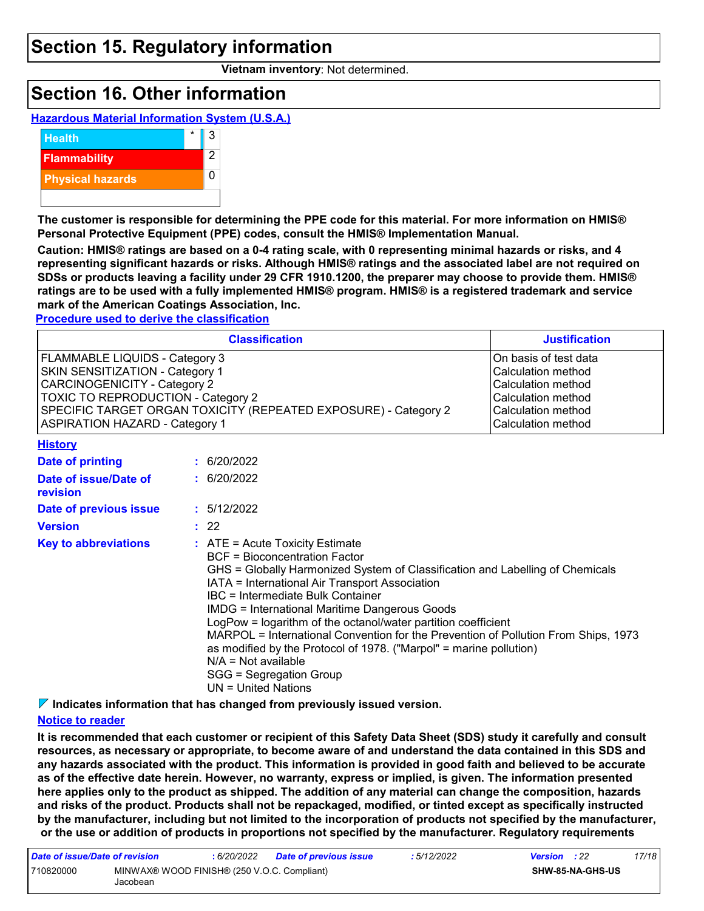# Section 15. Regulatory information

**Vietnam inventory**: Not determined.

# Section 16. Other information

**Hazardous Material Information System (U.S.A.)**

| | | |
|---|---|---|
| Health | * | 3 |
| Flammability | | 2 |
| Physical hazards | | 0 |
| | | |

**The customer is responsible for determining the PPE code for this material. For more information on HMIS® Personal Protective Equipment (PPE) codes, consult the HMIS® Implementation Manual.**

**Caution: HMIS® ratings are based on a 0-4 rating scale, with 0 representing minimal hazards or risks, and 4 representing significant hazards or risks. Although HMIS® ratings and the associated label are not required on SDSs or products leaving a facility under 29 CFR 1910.1200, the preparer may choose to provide them. HMIS® ratings are to be used with a fully implemented HMIS® program. HMIS® is a registered trademark and service mark of the American Coatings Association, Inc.**

**Procedure used to derive the classification**

| Classification | Justification |
|---|---|
| FLAMMABLE LIQUIDS - Category 3 | On basis of test data |
| SKIN SENSITIZATION - Category 1 | Calculation method |
| CARCINOGENICITY - Category 2 | Calculation method |
| TOXIC TO REPRODUCTION - Category 2 | Calculation method |
| SPECIFIC TARGET ORGAN TOXICITY (REPEATED EXPOSURE) - Category 2 | Calculation method |
| ASPIRATION HAZARD - Category 1 | Calculation method |

**History**

**Date of printing** : 6/20/2022

**Date of issue/Date of revision** : 6/20/2022

**Date of previous issue** : 5/12/2022

**Version** : 22

**Key to abbreviations** : ATE = Acute Toxicity Estimate
BCF = Bioconcentration Factor
GHS = Globally Harmonized System of Classification and Labelling of Chemicals
IATA = International Air Transport Association
IBC = Intermediate Bulk Container
IMDG = International Maritime Dangerous Goods
LogPow = logarithm of the octanol/water partition coefficient
MARPOL = International Convention for the Prevention of Pollution From Ships, 1973 as modified by the Protocol of 1978. ("Marpol" = marine pollution)
N/A = Not available
SGG = Segregation Group
UN = United Nations

**Indicates information that has changed from previously issued version.**

**Notice to reader**

**It is recommended that each customer or recipient of this Safety Data Sheet (SDS) study it carefully and consult resources, as necessary or appropriate, to become aware of and understand the data contained in this SDS and any hazards associated with the product. This information is provided in good faith and believed to be accurate as of the effective date herein. However, no warranty, express or implied, is given. The information presented here applies only to the product as shipped. The addition of any material can change the composition, hazards and risks of the product. Products shall not be repackaged, modified, or tinted except as specifically instructed by the manufacturer, including but not limited to the incorporation of products not specified by the manufacturer, or the use or addition of products in proportions not specified by the manufacturer. Regulatory requirements**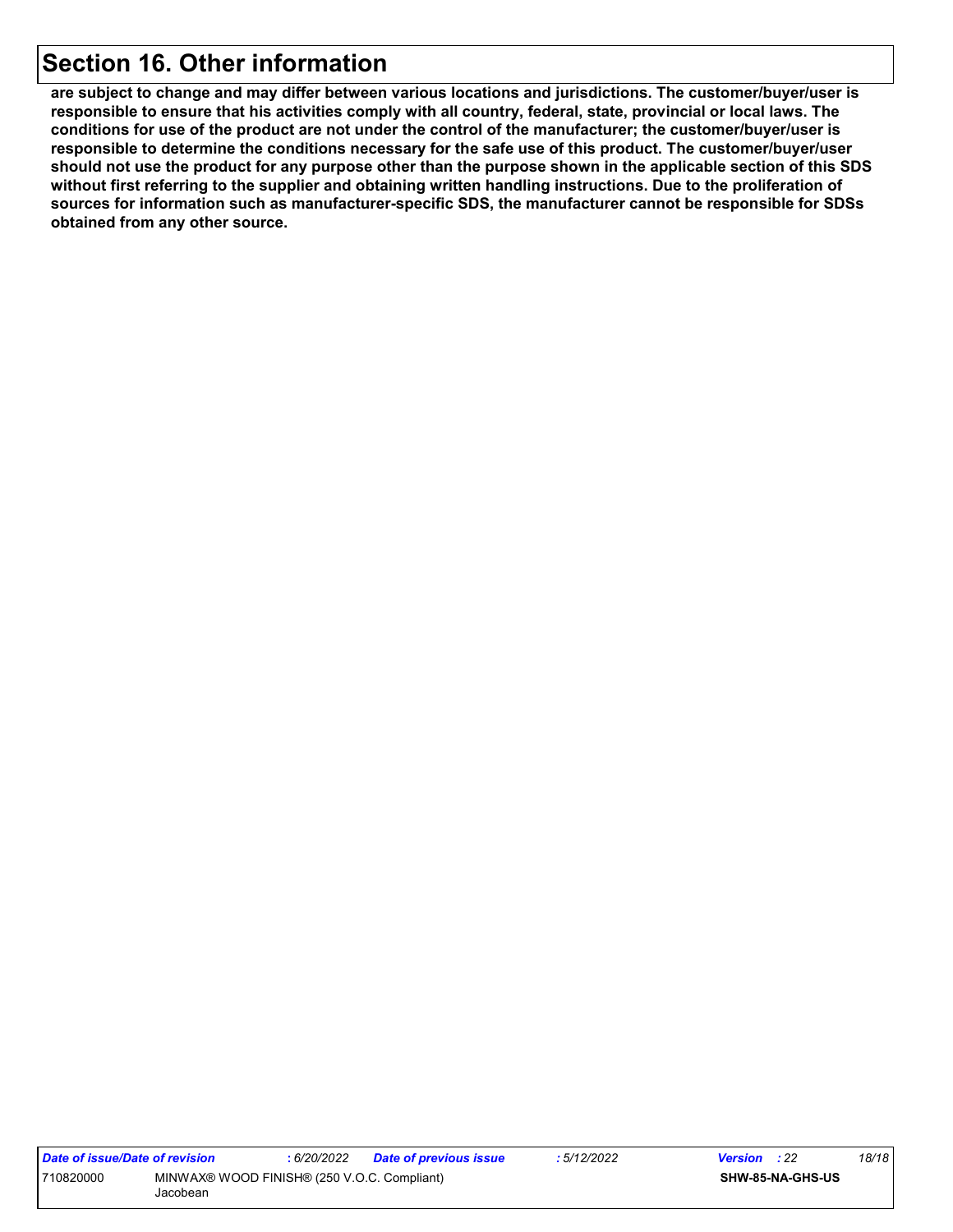# Section 16. Other information

**are subject to change and may differ between various locations and jurisdictions. The customer/buyer/user is responsible to ensure that his activities comply with all country, federal, state, provincial or local laws. The conditions for use of the product are not under the control of the manufacturer; the customer/buyer/user is responsible to determine the conditions necessary for the safe use of this product. The customer/buyer/user should not use the product for any purpose other than the purpose shown in the applicable section of this SDS without first referring to the supplier and obtaining written handling instructions. Due to the proliferation of sources for information such as manufacturer-specific SDS, the manufacturer cannot be responsible for SDSs obtained from any other source.**